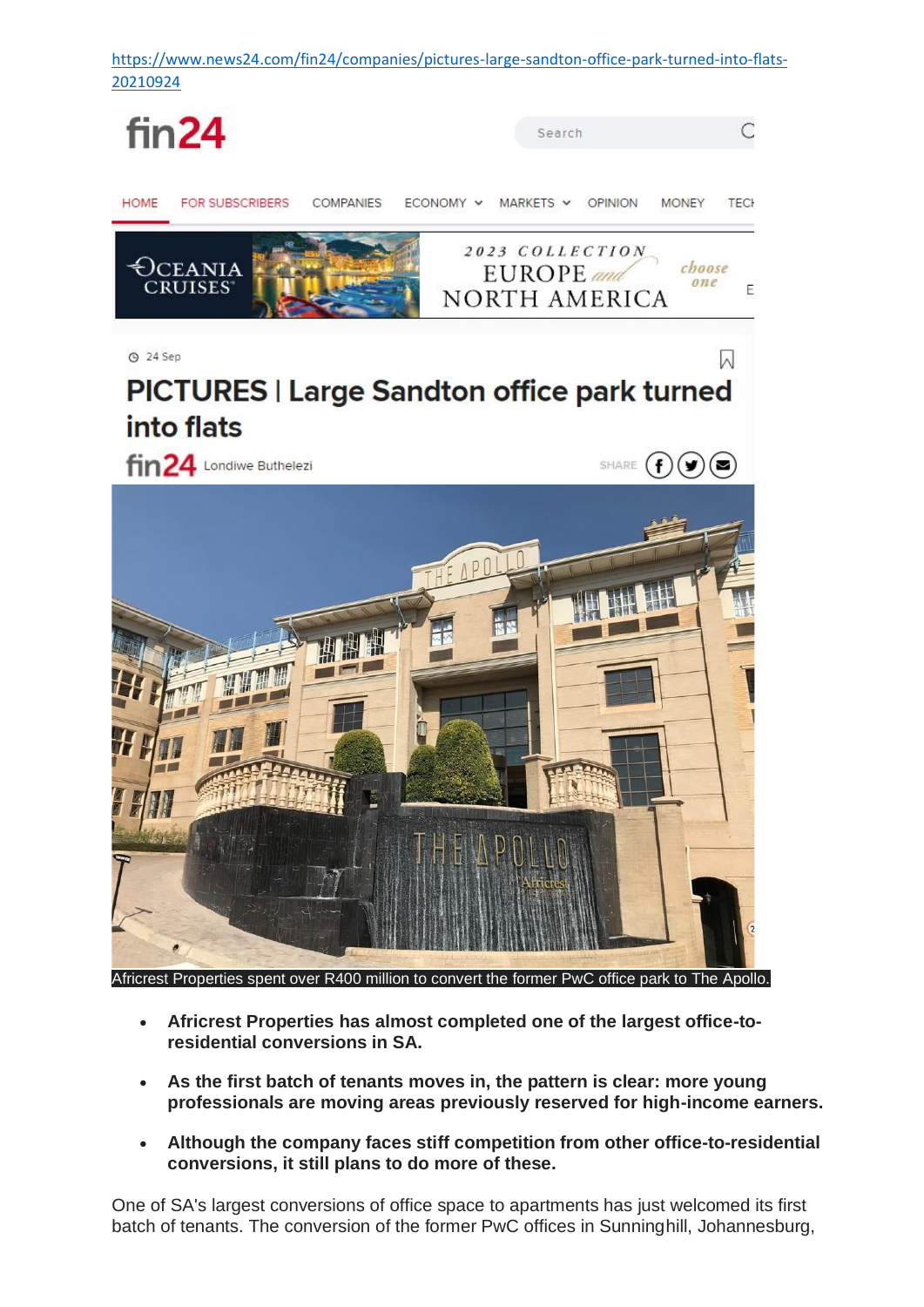https://www.news24.com/fin24/companies/pictures-large-sandton-office-park-turned-into-flats-20210924

fin24

Search

HOME FOR SUBSCRIBERS COMPANIES ECONOMY MARKETS OPINION MONEY TECH

24 Sep

# PICTURES | Large Sandton office park turned into flats

fin24 Londiwe Buthelezi

SHARE

Africrest Properties spent over R400 million to convert the former PwC office park to The Apollo.

- **Africrest Properties has almost completed one of the largest office-to-residential conversions in SA.**
- **As the first batch of tenants moves in, the pattern is clear: more young professionals are moving areas previously reserved for high-income earners.**
- **Although the company faces stiff competition from other office-to-residential conversions, it still plans to do more of these.**

One of SA's largest conversions of office space to apartments has just welcomed its first batch of tenants. The conversion of the former PwC offices in Sunninghill, Johannesburg,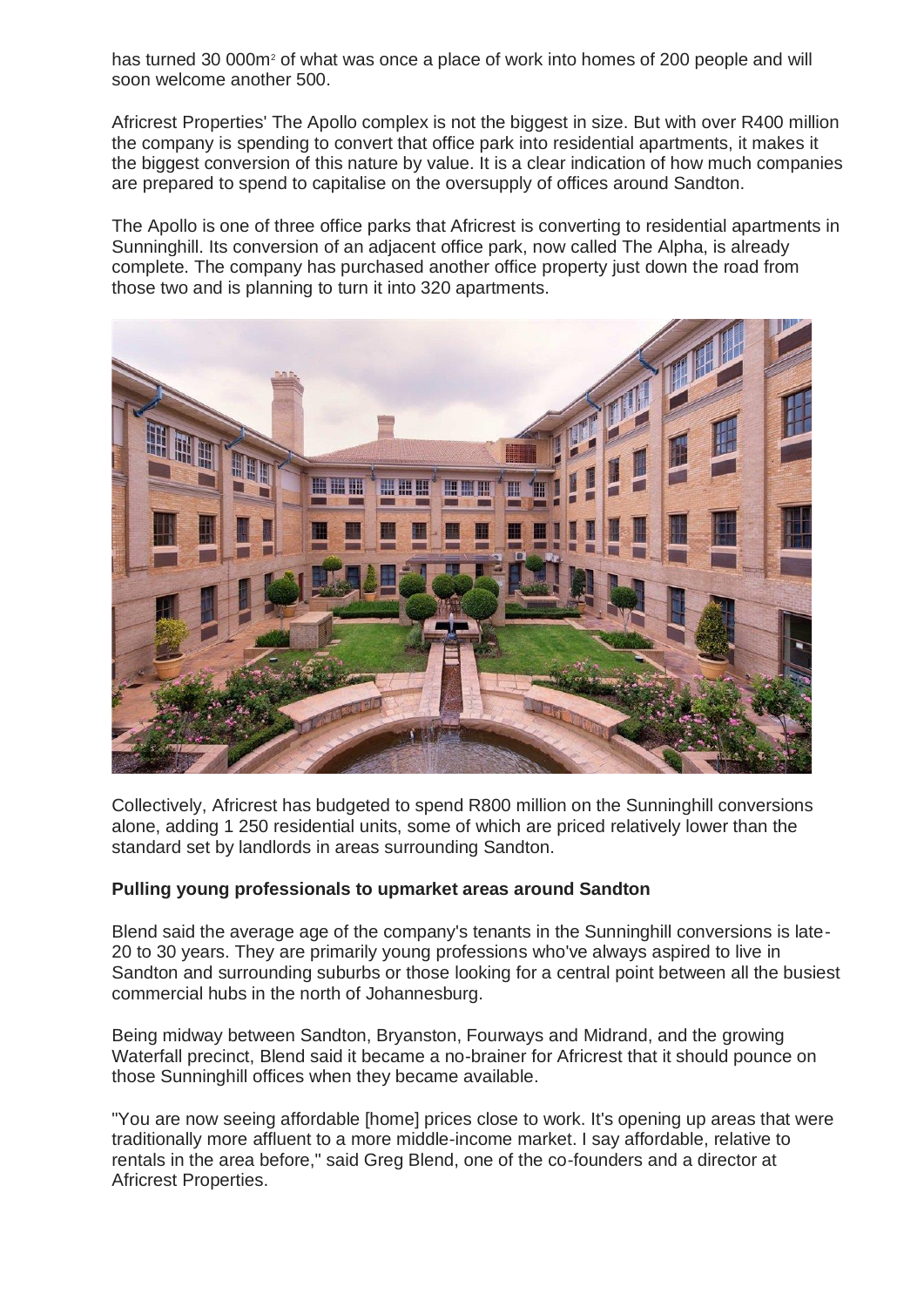has turned 30 000m$^2$ of what was once a place of work into homes of 200 people and will soon welcome another 500.

Africrest Properties' The Apollo complex is not the biggest in size. But with over R400 million the company is spending to convert that office park into residential apartments, it makes it the biggest conversion of this nature by value. It is a clear indication of how much companies are prepared to spend to capitalise on the oversupply of offices around Sandton.

The Apollo is one of three office parks that Africrest is converting to residential apartments in Sunninghill. Its conversion of an adjacent office park, now called The Alpha, is already complete. The company has purchased another office property just down the road from those two and is planning to turn it into 320 apartments.

Collectively, Africrest has budgeted to spend R800 million on the Sunninghill conversions alone, adding 1 250 residential units, some of which are priced relatively lower than the standard set by landlords in areas surrounding Sandton.

**Pulling young professionals to upmarket areas around Sandton**

Blend said the average age of the company's tenants in the Sunninghill conversions is late-20 to 30 years. They are primarily young professions who've always aspired to live in Sandton and surrounding suburbs or those looking for a central point between all the busiest commercial hubs in the north of Johannesburg.

Being midway between Sandton, Bryanston, Fourways and Midrand, and the growing Waterfall precinct, Blend said it became a no-brainer for Africrest that it should pounce on those Sunninghill offices when they became available.

"You are now seeing affordable [home] prices close to work. It's opening up areas that were traditionally more affluent to a more middle-income market. I say affordable, relative to rentals in the area before," said Greg Blend, one of the co-founders and a director at Africrest Properties.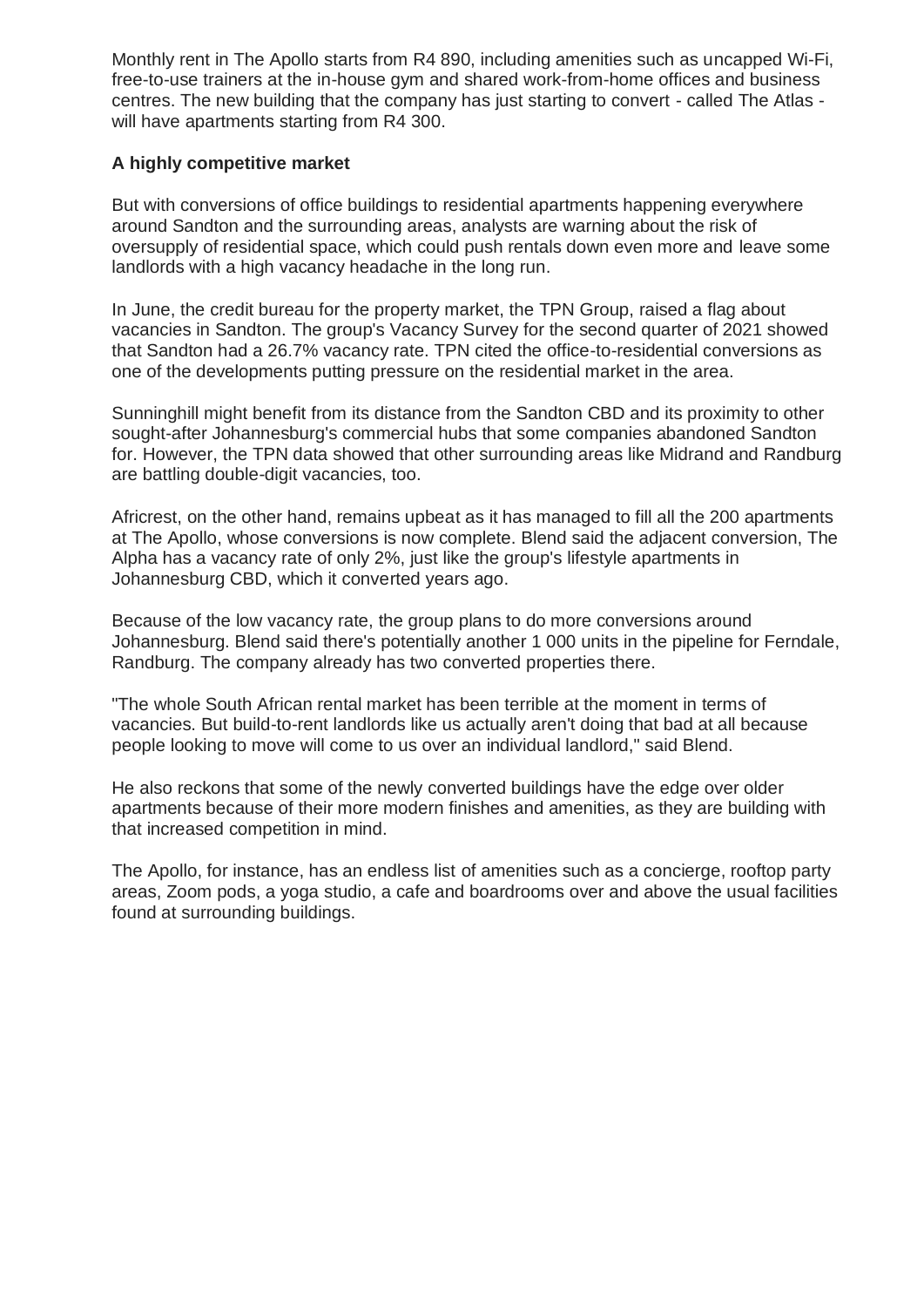Monthly rent in The Apollo starts from R4 890, including amenities such as uncapped Wi-Fi, free-to-use trainers at the in-house gym and shared work-from-home offices and business centres. The new building that the company has just starting to convert - called The Atlas - will have apartments starting from R4 300.

**A highly competitive market**

But with conversions of office buildings to residential apartments happening everywhere around Sandton and the surrounding areas, analysts are warning about the risk of oversupply of residential space, which could push rentals down even more and leave some landlords with a high vacancy headache in the long run.

In June, the credit bureau for the property market, the TPN Group, raised a flag about vacancies in Sandton. The group's Vacancy Survey for the second quarter of 2021 showed that Sandton had a 26.7% vacancy rate. TPN cited the office-to-residential conversions as one of the developments putting pressure on the residential market in the area.

Sunninghill might benefit from its distance from the Sandton CBD and its proximity to other sought-after Johannesburg's commercial hubs that some companies abandoned Sandton for. However, the TPN data showed that other surrounding areas like Midrand and Randburg are battling double-digit vacancies, too.

Africrest, on the other hand, remains upbeat as it has managed to fill all the 200 apartments at The Apollo, whose conversions is now complete. Blend said the adjacent conversion, The Alpha has a vacancy rate of only 2%, just like the group's lifestyle apartments in Johannesburg CBD, which it converted years ago.

Because of the low vacancy rate, the group plans to do more conversions around Johannesburg. Blend said there's potentially another 1 000 units in the pipeline for Ferndale, Randburg. The company already has two converted properties there.

"The whole South African rental market has been terrible at the moment in terms of vacancies. But build-to-rent landlords like us actually aren't doing that bad at all because people looking to move will come to us over an individual landlord," said Blend.

He also reckons that some of the newly converted buildings have the edge over older apartments because of their more modern finishes and amenities, as they are building with that increased competition in mind.

The Apollo, for instance, has an endless list of amenities such as a concierge, rooftop party areas, Zoom pods, a yoga studio, a cafe and boardrooms over and above the usual facilities found at surrounding buildings.